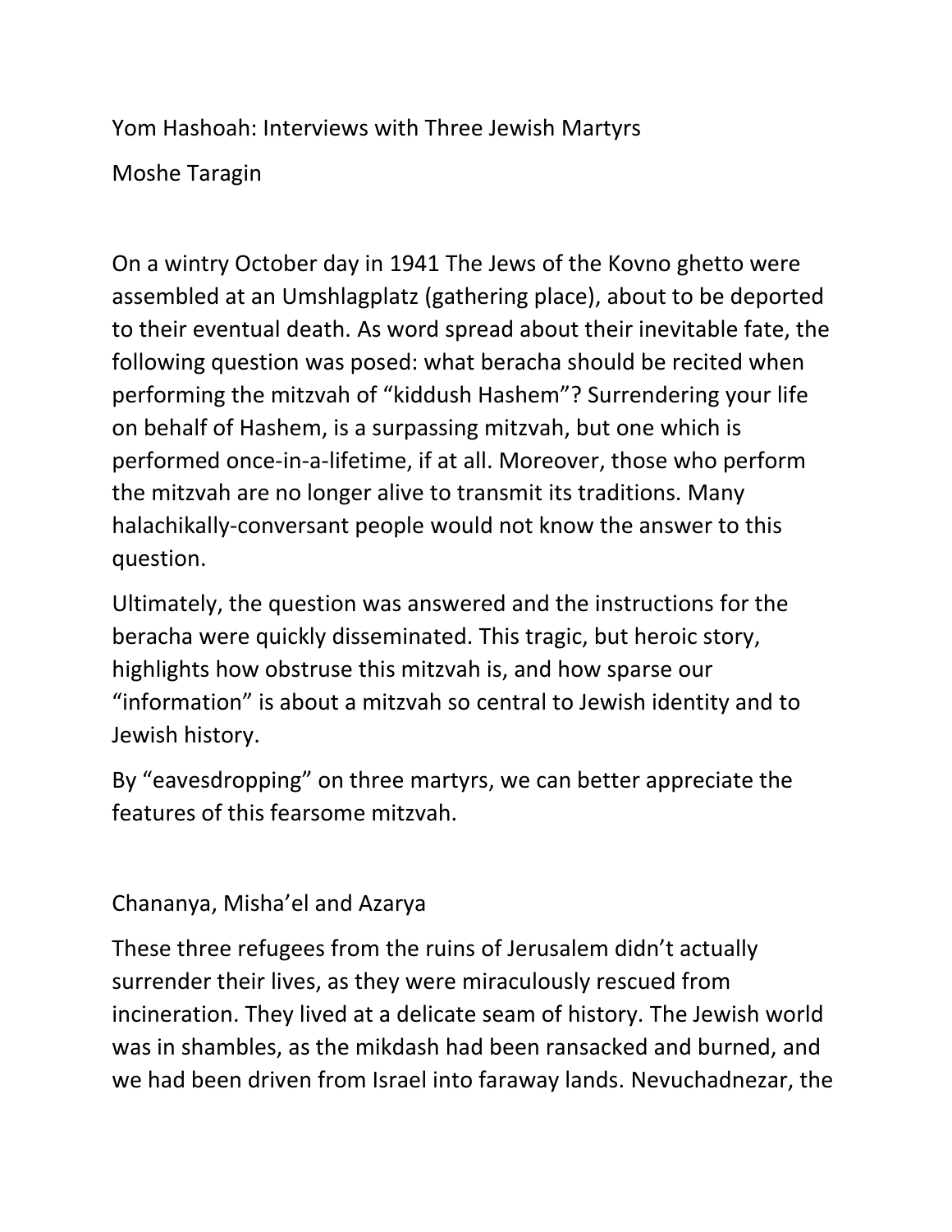# Yom Hashoah: Interviews with Three Jewish Martyrs

Moshe Taragin

On a wintry October day in 1941 The Jews of the Kovno ghetto were assembled at an Umshlagplatz (gathering place), about to be deported to their eventual death. As word spread about their inevitable fate, the following question was posed: what beracha should be recited when performing the mitzvah of "kiddush Hashem"? Surrendering your life on behalf of Hashem, is a surpassing mitzvah, but one which is performed once-in-a-lifetime, if at all. Moreover, those who perform the mitzvah are no longer alive to transmit its traditions. Many halachikally-conversant people would not know the answer to this question.

Ultimately, the question was answered and the instructions for the beracha were quickly disseminated. This tragic, but heroic story, highlights how obstruse this mitzvah is, and how sparse our "information" is about a mitzvah so central to Jewish identity and to Jewish history.

By "eavesdropping" on three martyrs, we can better appreciate the features of this fearsome mitzvah.

## Chananya, Misha'el and Azarya

These three refugees from the ruins of Jerusalem didn't actually surrender their lives, as they were miraculously rescued from incineration. They lived at a delicate seam of history. The Jewish world was in shambles, as the mikdash had been ransacked and burned, and we had been driven from Israel into faraway lands. Nevuchadnezar, the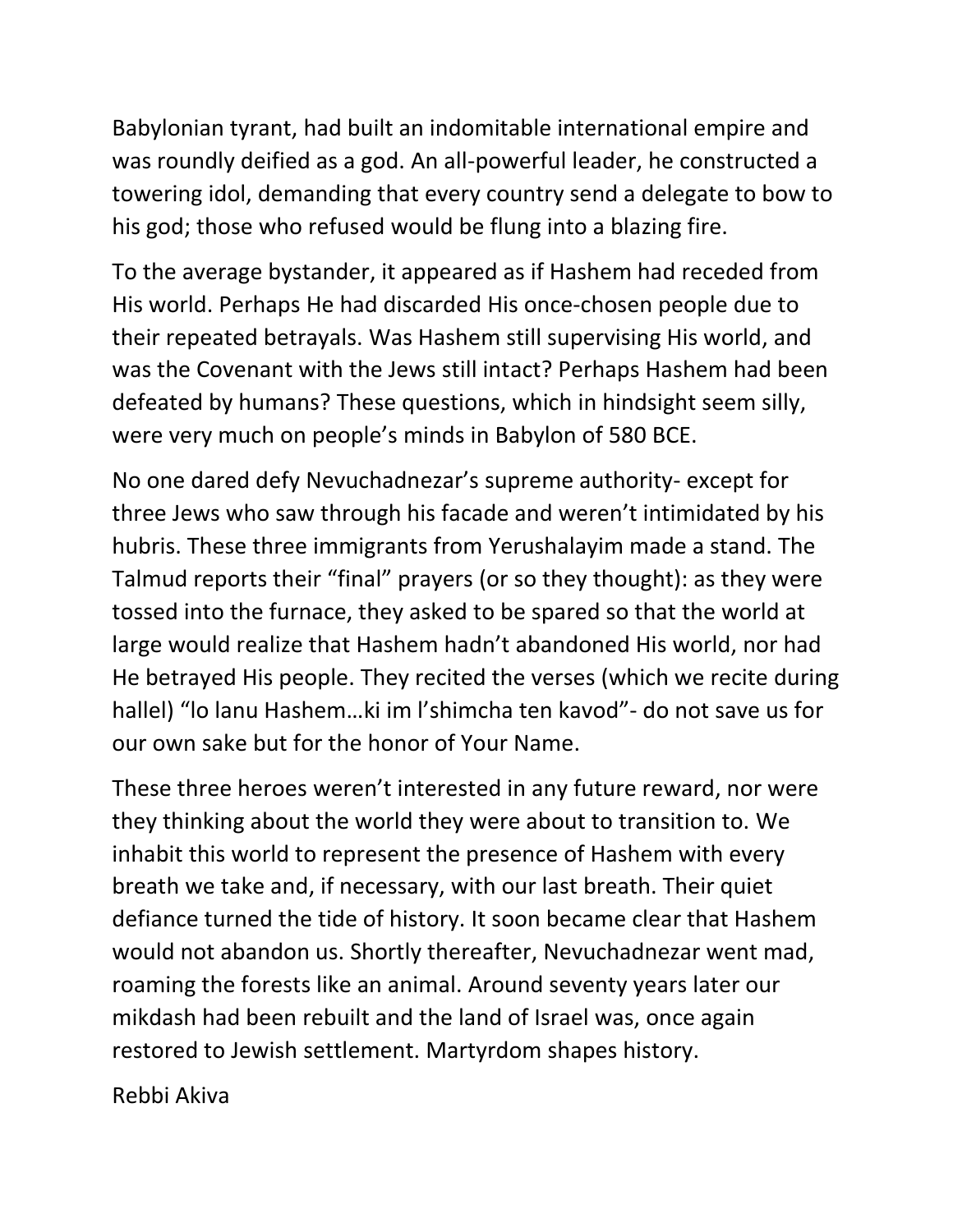Babylonian tyrant, had built an indomitable international empire and was roundly deified as a god. An all-powerful leader, he constructed a towering idol, demanding that every country send a delegate to bow to his god; those who refused would be flung into a blazing fire.

To the average bystander, it appeared as if Hashem had receded from His world. Perhaps He had discarded His once-chosen people due to their repeated betrayals. Was Hashem still supervising His world, and was the Covenant with the Jews still intact? Perhaps Hashem had been defeated by humans? These questions, which in hindsight seem silly, were very much on people's minds in Babylon of 580 BCE.

No one dared defy Nevuchadnezar's supreme authority- except for three Jews who saw through his facade and weren't intimidated by his hubris. These three immigrants from Yerushalayim made a stand. The Talmud reports their "final" prayers (or so they thought): as they were tossed into the furnace, they asked to be spared so that the world at large would realize that Hashem hadn't abandoned His world, nor had He betrayed His people. They recited the verses (which we recite during hallel) "lo lanu Hashem…ki im l'shimcha ten kavod"- do not save us for our own sake but for the honor of Your Name.

These three heroes weren't interested in any future reward, nor were they thinking about the world they were about to transition to. We inhabit this world to represent the presence of Hashem with every breath we take and, if necessary, with our last breath. Their quiet defiance turned the tide of history. It soon became clear that Hashem would not abandon us. Shortly thereafter, Nevuchadnezar went mad, roaming the forests like an animal. Around seventy years later our mikdash had been rebuilt and the land of Israel was, once again restored to Jewish settlement. Martyrdom shapes history.

Rebbi Akiva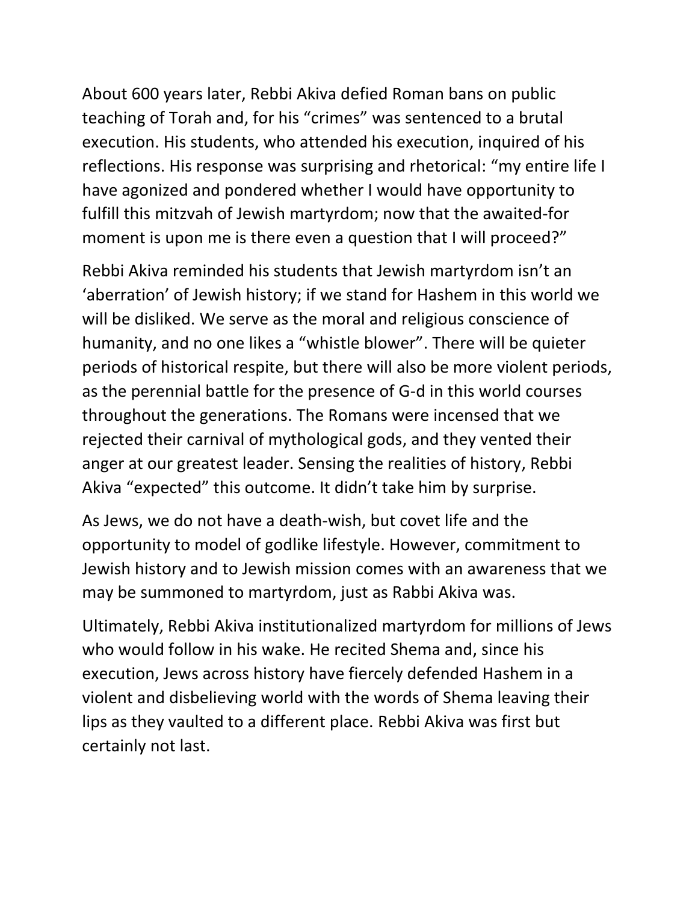About 600 years later, Rebbi Akiva defied Roman bans on public teaching of Torah and, for his "crimes" was sentenced to a brutal execution. His students, who attended his execution, inquired of his reflections. His response was surprising and rhetorical: "my entire life I have agonized and pondered whether I would have opportunity to fulfill this mitzvah of Jewish martyrdom; now that the awaited-for moment is upon me is there even a question that I will proceed?"

Rebbi Akiva reminded his students that Jewish martyrdom isn't an 'aberration' of Jewish history; if we stand for Hashem in this world we will be disliked. We serve as the moral and religious conscience of humanity, and no one likes a "whistle blower". There will be quieter periods of historical respite, but there will also be more violent periods, as the perennial battle for the presence of G-d in this world courses throughout the generations. The Romans were incensed that we rejected their carnival of mythological gods, and they vented their anger at our greatest leader. Sensing the realities of history, Rebbi Akiva "expected" this outcome. It didn't take him by surprise.

As Jews, we do not have a death-wish, but covet life and the opportunity to model of godlike lifestyle. However, commitment to Jewish history and to Jewish mission comes with an awareness that we may be summoned to martyrdom, just as Rabbi Akiva was.

Ultimately, Rebbi Akiva institutionalized martyrdom for millions of Jews who would follow in his wake. He recited Shema and, since his execution, Jews across history have fiercely defended Hashem in a violent and disbelieving world with the words of Shema leaving their lips as they vaulted to a different place. Rebbi Akiva was first but certainly not last.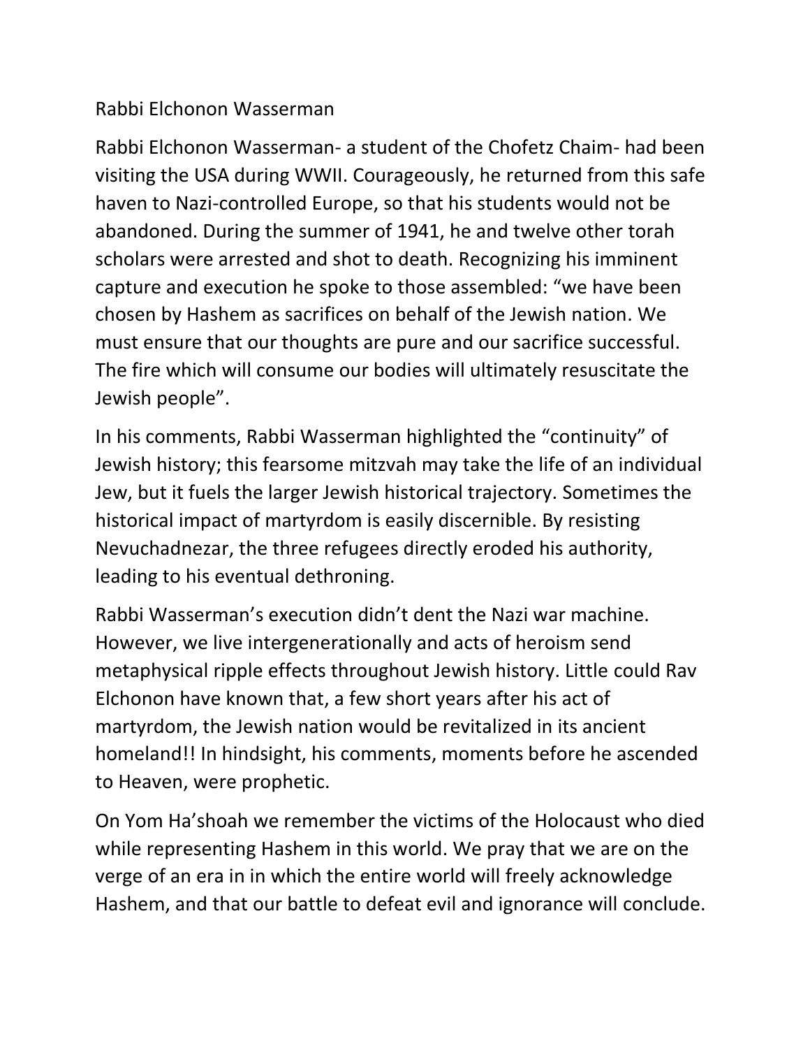# Rabbi Elchonon Wasserman

Rabbi Elchonon Wasserman- a student of the Chofetz Chaim- had been visiting the USA during WWII. Courageously, he returned from this safe haven to Nazi-controlled Europe, so that his students would not be abandoned. During the summer of 1941, he and twelve other torah scholars were arrested and shot to death. Recognizing his imminent capture and execution he spoke to those assembled: "we have been chosen by Hashem as sacrifices on behalf of the Jewish nation. We must ensure that our thoughts are pure and our sacrifice successful. The fire which will consume our bodies will ultimately resuscitate the Jewish people".

In his comments, Rabbi Wasserman highlighted the "continuity" of Jewish history; this fearsome mitzvah may take the life of an individual Jew, but it fuels the larger Jewish historical trajectory. Sometimes the historical impact of martyrdom is easily discernible. By resisting Nevuchadnezar, the three refugees directly eroded his authority, leading to his eventual dethroning.

Rabbi Wasserman's execution didn't dent the Nazi war machine. However, we live intergenerationally and acts of heroism send metaphysical ripple effects throughout Jewish history. Little could Rav Elchonon have known that, a few short years after his act of martyrdom, the Jewish nation would be revitalized in its ancient homeland!! In hindsight, his comments, moments before he ascended to Heaven, were prophetic.

On Yom Ha'shoah we remember the victims of the Holocaust who died while representing Hashem in this world. We pray that we are on the verge of an era in in which the entire world will freely acknowledge Hashem, and that our battle to defeat evil and ignorance will conclude.